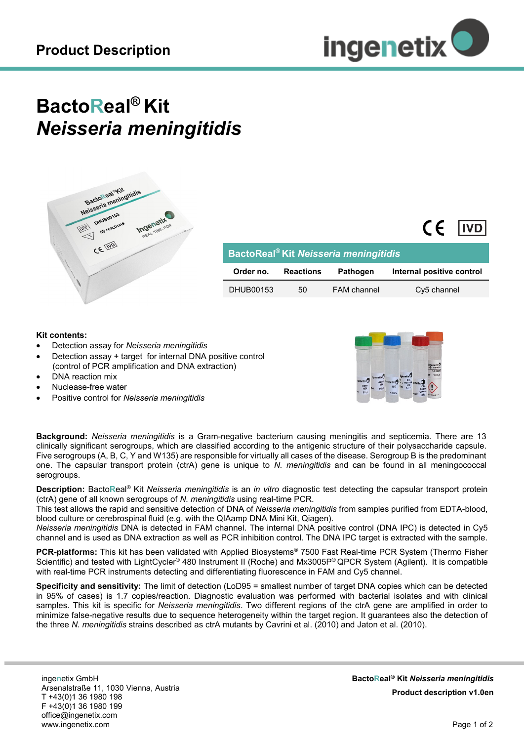Product Description

# BactoReal® Kit *Neisseria meningitidis*

| BactoReal® Kit *Neisseria meningitidis* | | | |
|---|---|---|---|
| **Order no.** | **Reactions** | **Pathogen** | **Internal positive control** |
| DHUB00153 | 50 | FAM channel | Cy5 channel |

**Kit contents:**

- Detection assay for *Neisseria meningitidis*
- Detection assay + target for internal DNA positive control (control of PCR amplification and DNA extraction)
- DNA reaction mix
- Nuclease-free water
- Positive control for *Neisseria meningitidis*

**Background:** *Neisseria meningitidis* is a Gram-negative bacterium causing meningitis and septicemia. There are 13 clinically significant serogroups, which are classified according to the antigenic structure of their polysaccharide capsule. Five serogroups (A, B, C, Y and W135) are responsible for virtually all cases of the disease. Serogroup B is the predominant one. The capsular transport protein (ctrA) gene is unique to *N. meningitidis* and can be found in all meningococcal serogroups.

**Description:** BactoReal® Kit *Neisseria meningitidis* is an *in vitro* diagnostic test detecting the capsular transport protein (ctrA) gene of all known serogroups of *N. meningitidis* using real-time PCR.
This test allows the rapid and sensitive detection of DNA of *Neisseria meningitidis* from samples purified from EDTA-blood, blood culture or cerebrospinal fluid (e.g. with the QIAamp DNA Mini Kit, Qiagen).
*Neisseria meningitidis* DNA is detected in FAM channel. The internal DNA positive control (DNA IPC) is detected in Cy5 channel and is used as DNA extraction as well as PCR inhibition control. The DNA IPC target is extracted with the sample.

**PCR-platforms:** This kit has been validated with Applied Biosystems® 7500 Fast Real-time PCR System (Thermo Fisher Scientific) and tested with LightCycler® 480 Instrument II (Roche) and Mx3005P® QPCR System (Agilent). It is compatible with real-time PCR instruments detecting and differentiating fluorescence in FAM and Cy5 channel.

**Specificity and sensitivity:** The limit of detection (LoD95 = smallest number of target DNA copies which can be detected in 95% of cases) is 1.7 copies/reaction. Diagnostic evaluation was performed with bacterial isolates and with clinical samples. This kit is specific for *Neisseria meningitidis*. Two different regions of the ctrA gene are amplified in order to minimize false-negative results due to sequence heterogeneity within the target region. It guarantees also the detection of the three *N. meningitidis* strains described as ctrA mutants by Cavrini et al. (2010) and Jaton et al. (2010).

ingenetix GmbH
Arsenalstraße 11, 1030 Vienna, Austria
T +43(0)1 36 1980 198
F +43(0)1 36 1980 199
office@ingenetix.com
www.ingenetix.com

**BactoReal® Kit *Neisseria meningitidis***
**Product description v1.0en**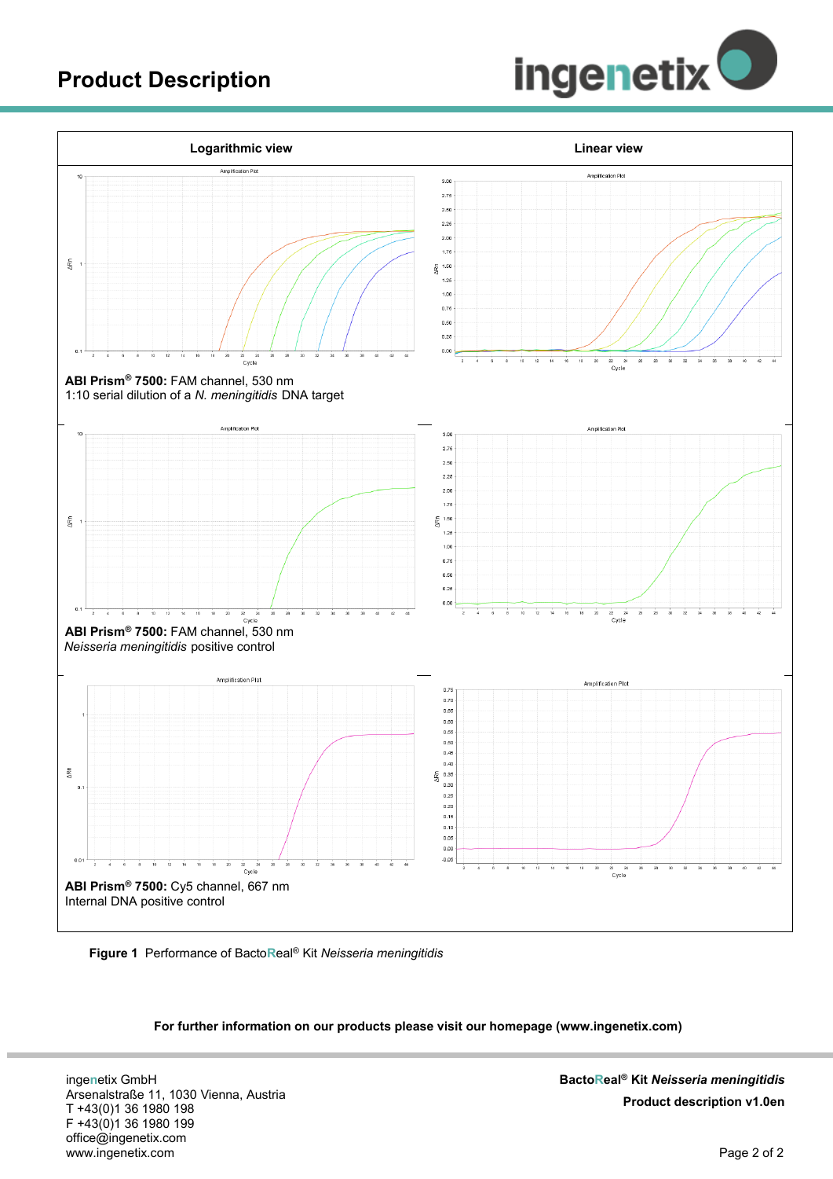## Product Description

| Logarithmic view | Linear view |
| --- | --- |

Amplification Plot

ΔRn

Cycle

**ABI Prism® 7500:** FAM channel, 530 nm
1:10 serial dilution of a *N. meningitidis* DNA target

Amplification Plot

ΔRn

Cycle

**ABI Prism® 7500:** FAM channel, 530 nm
*Neisseria meningitidis* positive control

Amplification Plot

ΔRn

Cycle

**ABI Prism® 7500:** Cy5 channel, 667 nm
Internal DNA positive control

**Figure 1** Performance of BactoReal® Kit *Neisseria meningitidis*

**For further information on our products please visit our homepage (www.ingenetix.com)**

ingenetix GmbH
Arsenalstraße 11, 1030 Vienna, Austria
T +43(0)1 36 1980 198
F +43(0)1 36 1980 199
office@ingenetix.com
www.ingenetix.com

**BactoReal® Kit *Neisseria meningitidis***
**Product description v1.0en**